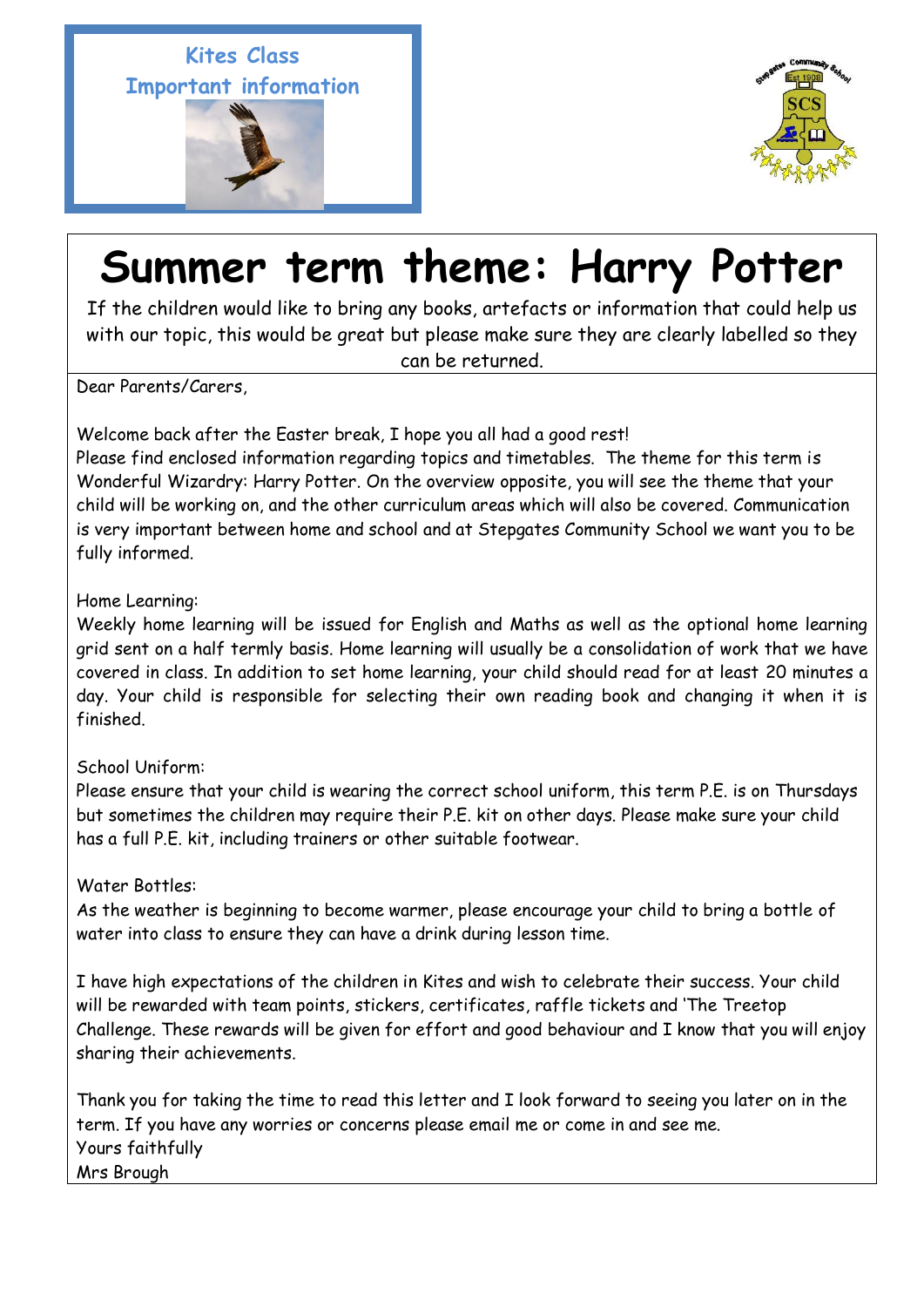Kites Class

Important information

# Summer term theme: Harry Potter

If the children would like to bring any books, artefacts or information that could help us with our topic, this would be great but please make sure they are clearly labelled so they can be returned.

Dear Parents/Carers,

Welcome back after the Easter break, I hope you all had a good rest!
Please find enclosed information regarding topics and timetables. The theme for this term is Wonderful Wizardry: Harry Potter. On the overview opposite, you will see the theme that your child will be working on, and the other curriculum areas which will also be covered. Communication is very important between home and school and at Stepgates Community School we want you to be fully informed.

Home Learning:
Weekly home learning will be issued for English and Maths as well as the optional home learning grid sent on a half termly basis. Home learning will usually be a consolidation of work that we have covered in class. In addition to set home learning, your child should read for at least 20 minutes a day. Your child is responsible for selecting their own reading book and changing it when it is finished.

School Uniform:
Please ensure that your child is wearing the correct school uniform, this term P.E. is on Thursdays but sometimes the children may require their P.E. kit on other days. Please make sure your child has a full P.E. kit, including trainers or other suitable footwear.

Water Bottles:
As the weather is beginning to become warmer, please encourage your child to bring a bottle of water into class to ensure they can have a drink during lesson time.

I have high expectations of the children in Kites and wish to celebrate their success. Your child will be rewarded with team points, stickers, certificates, raffle tickets and 'The Treetop Challenge. These rewards will be given for effort and good behaviour and I know that you will enjoy sharing their achievements.

Thank you for taking the time to read this letter and I look forward to seeing you later on in the term. If you have any worries or concerns please email me or come in and see me.
Yours faithfully
Mrs Brough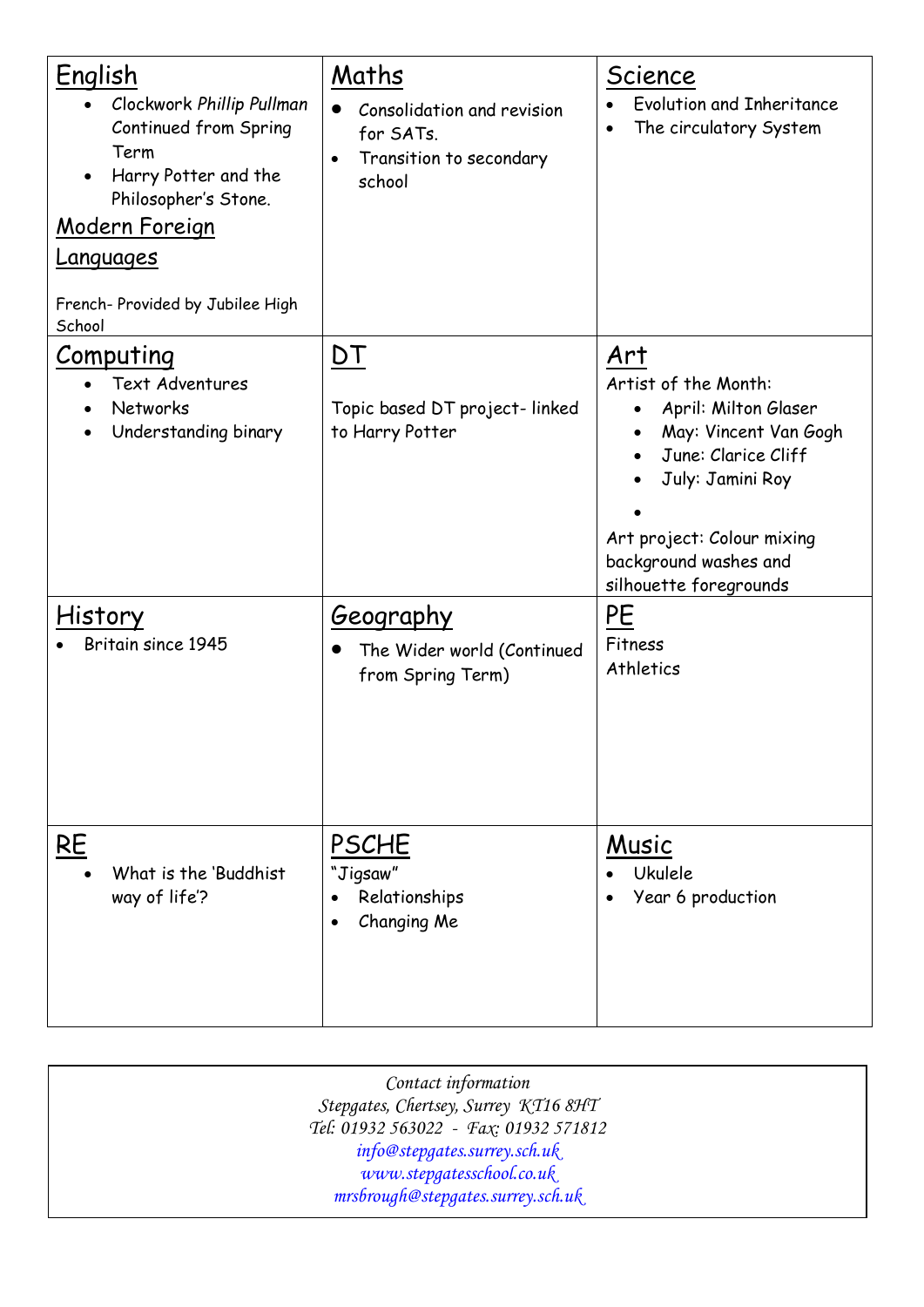## English

- Clockwork *Phillip Pullman* Continued from Spring Term
- Harry Potter and the Philosopher's Stone.

## Modern Foreign Languages

French- Provided by Jubilee High School

## Maths

- Consolidation and revision for SATs.
- Transition to secondary school

## Science

- Evolution and Inheritance
- The circulatory System

## Computing

- Text Adventures
- Networks
- Understanding binary

## DT

Topic based DT project- linked to Harry Potter

## Art

Artist of the Month:

- April: Milton Glaser
- May: Vincent Van Gogh
- June: Clarice Cliff
- July: Jamini Roy

Art project: Colour mixing background washes and silhouette foregrounds

## History

- Britain since 1945

## Geography

- The Wider world (Continued from Spring Term)

## PE

Fitness
Athletics

## RE

- What is the 'Buddhist way of life'?

## PSCHE

"Jigsaw"

- Relationships
- Changing Me

## Music

- Ukulele
- Year 6 production

---

*Contact information*
*Stepgates, Chertsey, Surrey KT16 8HT*
*Tel: 01932 563022 - Fax: 01932 571812*
*info@stepgates.surrey.sch.uk*
*www.stepgatesschool.co.uk*
*mrsbrough@stepgates.surrey.sch.uk*